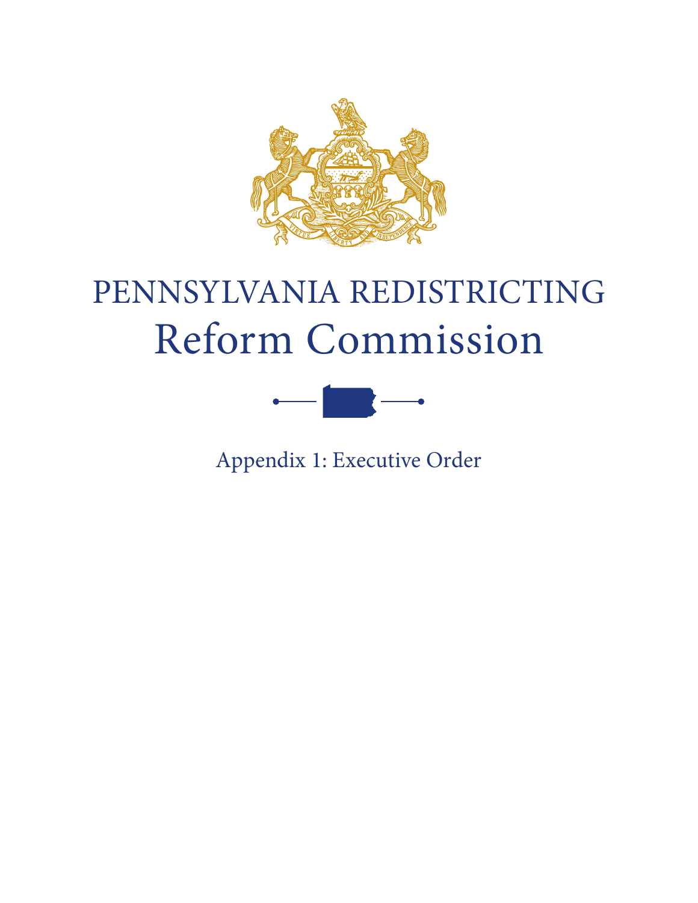# PENNSYLVANIA REDISTRICTING Reform Commission

## Appendix 1: Executive Order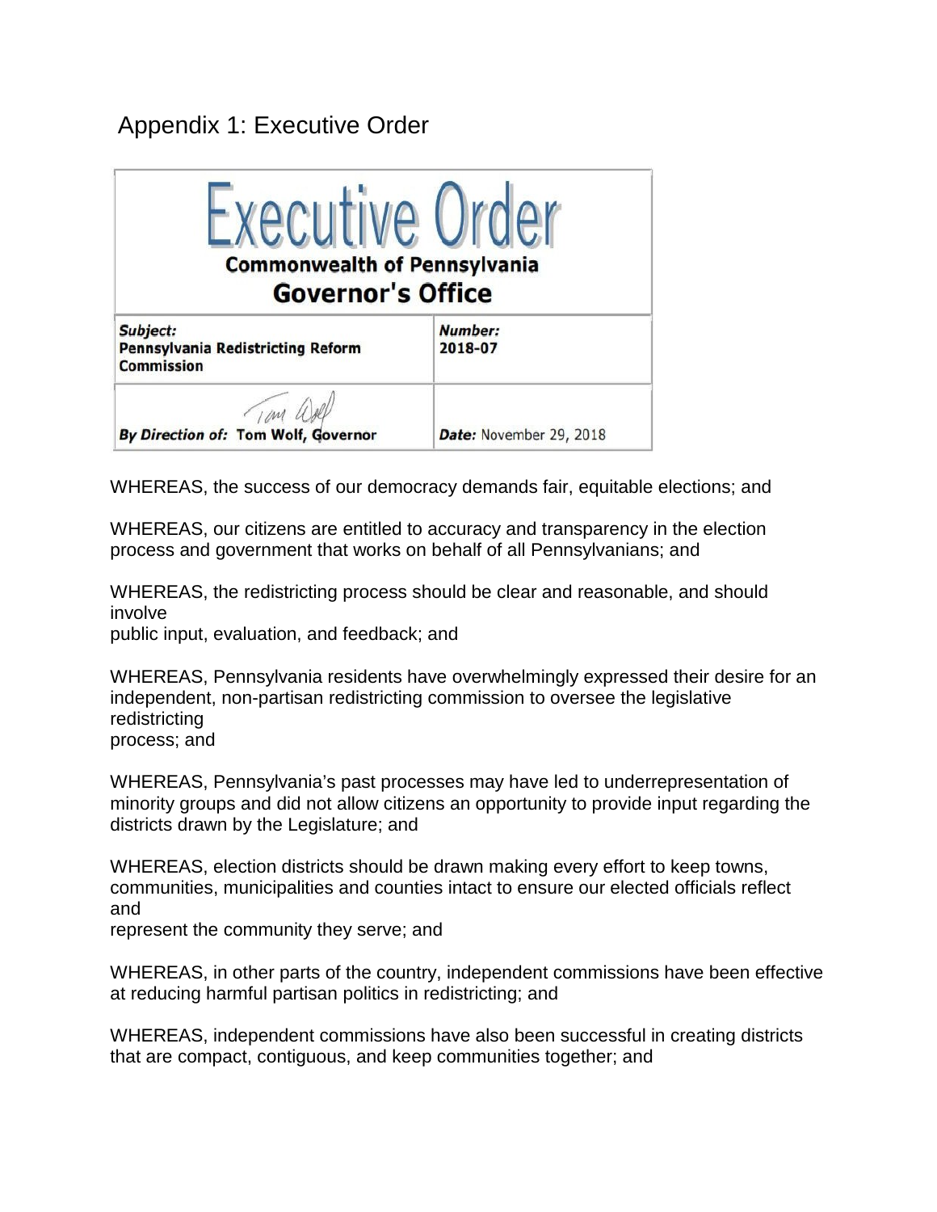# Appendix 1: Executive Order

**Executive Order**

**Commonwealth of Pennsylvania**

**Governor's Office**

| ***Subject:*** **Pennsylvania Redistricting Reform Commission** | ***Number:*** **2018-07** |
|---|---|
| ***By Direction of:*** **Tom Wolf, Governor** | ***Date:*** November 29, 2018 |

WHEREAS, the success of our democracy demands fair, equitable elections; and

WHEREAS, our citizens are entitled to accuracy and transparency in the election process and government that works on behalf of all Pennsylvanians; and

WHEREAS, the redistricting process should be clear and reasonable, and should involve public input, evaluation, and feedback; and

WHEREAS, Pennsylvania residents have overwhelmingly expressed their desire for an independent, non-partisan redistricting commission to oversee the legislative redistricting process; and

WHEREAS, Pennsylvania's past processes may have led to underrepresentation of minority groups and did not allow citizens an opportunity to provide input regarding the districts drawn by the Legislature; and

WHEREAS, election districts should be drawn making every effort to keep towns, communities, municipalities and counties intact to ensure our elected officials reflect and represent the community they serve; and

WHEREAS, in other parts of the country, independent commissions have been effective at reducing harmful partisan politics in redistricting; and

WHEREAS, independent commissions have also been successful in creating districts that are compact, contiguous, and keep communities together; and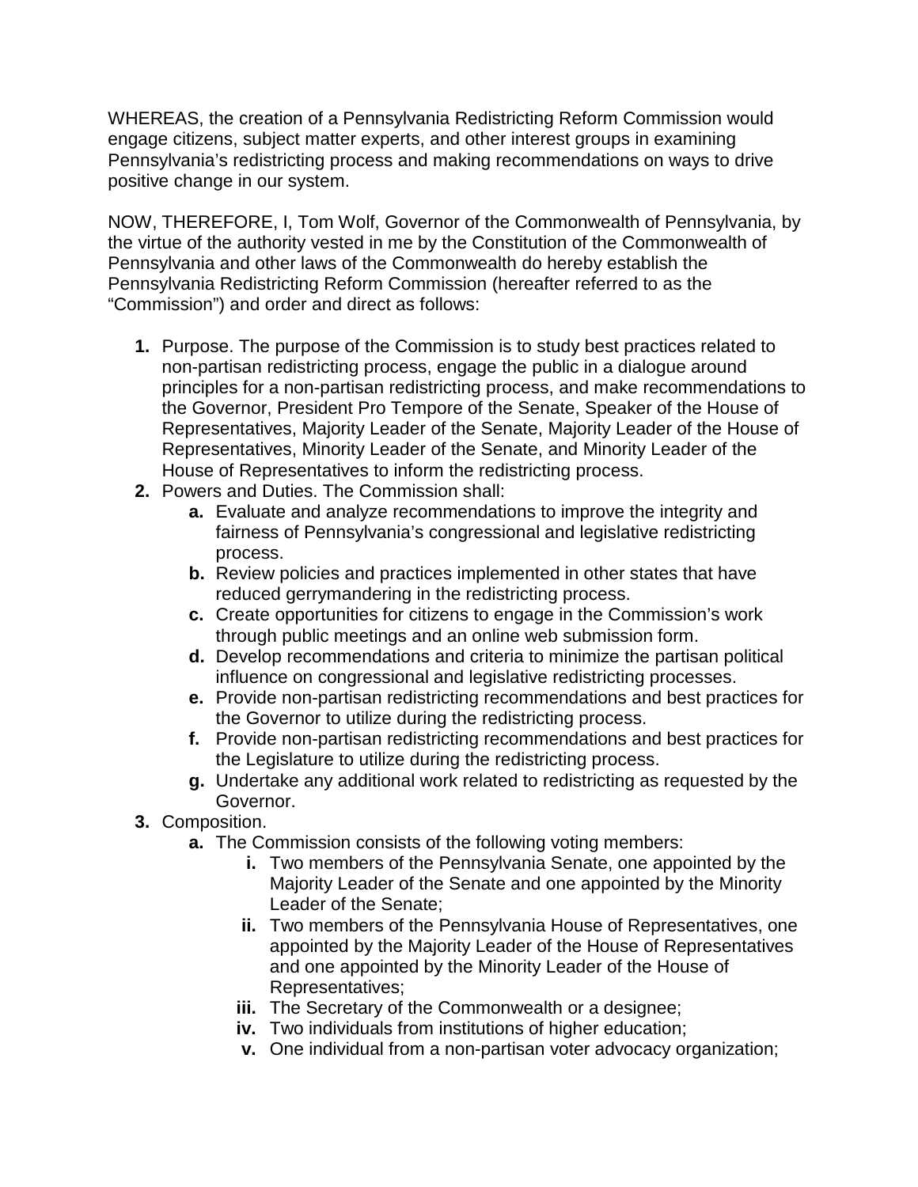WHEREAS, the creation of a Pennsylvania Redistricting Reform Commission would engage citizens, subject matter experts, and other interest groups in examining Pennsylvania's redistricting process and making recommendations on ways to drive positive change in our system.

NOW, THEREFORE, I, Tom Wolf, Governor of the Commonwealth of Pennsylvania, by the virtue of the authority vested in me by the Constitution of the Commonwealth of Pennsylvania and other laws of the Commonwealth do hereby establish the Pennsylvania Redistricting Reform Commission (hereafter referred to as the "Commission") and order and direct as follows:

1. Purpose. The purpose of the Commission is to study best practices related to non-partisan redistricting process, engage the public in a dialogue around principles for a non-partisan redistricting process, and make recommendations to the Governor, President Pro Tempore of the Senate, Speaker of the House of Representatives, Majority Leader of the Senate, Majority Leader of the House of Representatives, Minority Leader of the Senate, and Minority Leader of the House of Representatives to inform the redistricting process.
2. Powers and Duties. The Commission shall:
   a. Evaluate and analyze recommendations to improve the integrity and fairness of Pennsylvania's congressional and legislative redistricting process.
   b. Review policies and practices implemented in other states that have reduced gerrymandering in the redistricting process.
   c. Create opportunities for citizens to engage in the Commission's work through public meetings and an online web submission form.
   d. Develop recommendations and criteria to minimize the partisan political influence on congressional and legislative redistricting processes.
   e. Provide non-partisan redistricting recommendations and best practices for the Governor to utilize during the redistricting process.
   f. Provide non-partisan redistricting recommendations and best practices for the Legislature to utilize during the redistricting process.
   g. Undertake any additional work related to redistricting as requested by the Governor.
3. Composition.
   a. The Commission consists of the following voting members:
      i. Two members of the Pennsylvania Senate, one appointed by the Majority Leader of the Senate and one appointed by the Minority Leader of the Senate;
      ii. Two members of the Pennsylvania House of Representatives, one appointed by the Majority Leader of the House of Representatives and one appointed by the Minority Leader of the House of Representatives;
      iii. The Secretary of the Commonwealth or a designee;
      iv. Two individuals from institutions of higher education;
      v. One individual from a non-partisan voter advocacy organization;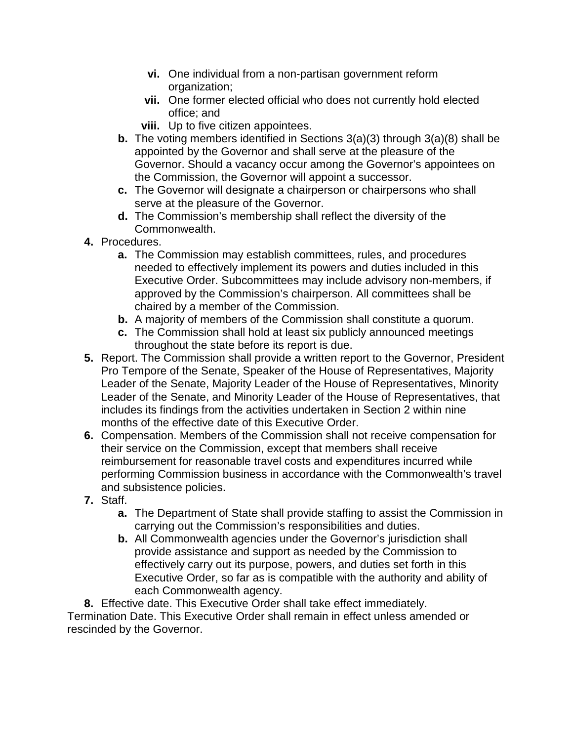vi. One individual from a non-partisan government reform organization;
   vii. One former elected official who does not currently hold elected office; and
   viii. Up to five citizen appointees.

   **b.** The voting members identified in Sections 3(a)(3) through 3(a)(8) shall be appointed by the Governor and shall serve at the pleasure of the Governor. Should a vacancy occur among the Governor's appointees on the Commission, the Governor will appoint a successor.

   **c.** The Governor will designate a chairperson or chairpersons who shall serve at the pleasure of the Governor.

   **d.** The Commission's membership shall reflect the diversity of the Commonwealth.

**4.** Procedures.

   **a.** The Commission may establish committees, rules, and procedures needed to effectively implement its powers and duties included in this Executive Order. Subcommittees may include advisory non-members, if approved by the Commission's chairperson. All committees shall be chaired by a member of the Commission.

   **b.** A majority of members of the Commission shall constitute a quorum.

   **c.** The Commission shall hold at least six publicly announced meetings throughout the state before its report is due.

**5.** Report. The Commission shall provide a written report to the Governor, President Pro Tempore of the Senate, Speaker of the House of Representatives, Majority Leader of the Senate, Majority Leader of the House of Representatives, Minority Leader of the Senate, and Minority Leader of the House of Representatives, that includes its findings from the activities undertaken in Section 2 within nine months of the effective date of this Executive Order.

**6.** Compensation. Members of the Commission shall not receive compensation for their service on the Commission, except that members shall receive reimbursement for reasonable travel costs and expenditures incurred while performing Commission business in accordance with the Commonwealth's travel and subsistence policies.

**7.** Staff.

   **a.** The Department of State shall provide staffing to assist the Commission in carrying out the Commission's responsibilities and duties.

   **b.** All Commonwealth agencies under the Governor's jurisdiction shall provide assistance and support as needed by the Commission to effectively carry out its purpose, powers, and duties set forth in this Executive Order, so far as is compatible with the authority and ability of each Commonwealth agency.

**8.** Effective date. This Executive Order shall take effect immediately.

Termination Date. This Executive Order shall remain in effect unless amended or rescinded by the Governor.